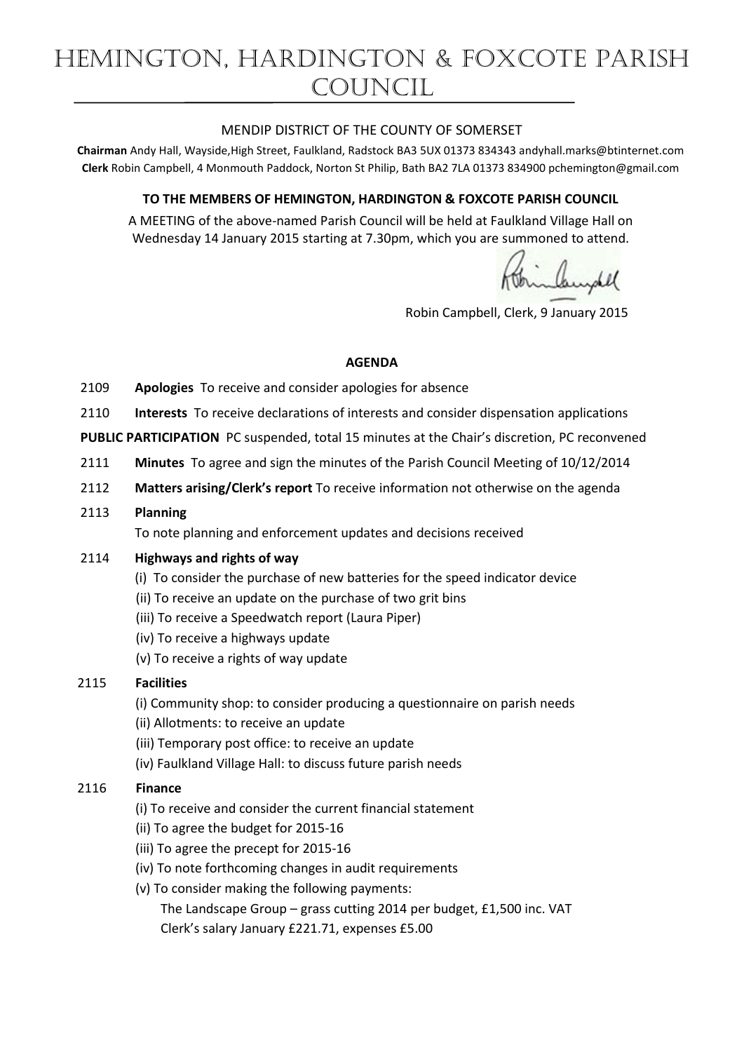# HEMINGTON, HARDINGTON & FOXCOTE PARISH COUNCIL

MENDIP DISTRICT OF THE COUNTY OF SOMERSET

**Chairman** Andy Hall, Wayside,High Street, Faulkland, Radstock BA3 5UX 01373 834343 andyhall.marks@btinternet.com
**Clerk** Robin Campbell, 4 Monmouth Paddock, Norton St Philip, Bath BA2 7LA 01373 834900 pchemington@gmail.com

**TO THE MEMBERS OF HEMINGTON, HARDINGTON & FOXCOTE PARISH COUNCIL**

A MEETING of the above-named Parish Council will be held at Faulkland Village Hall on Wednesday 14 January 2015 starting at 7.30pm, which you are summoned to attend.

Robin Campbell, Clerk, 9 January 2015

## AGENDA

2109 **Apologies** To receive and consider apologies for absence

2110 **Interests** To receive declarations of interests and consider dispensation applications

**PUBLIC PARTICIPATION** PC suspended, total 15 minutes at the Chair's discretion, PC reconvened

2111 **Minutes** To agree and sign the minutes of the Parish Council Meeting of 10/12/2014

2112 **Matters arising/Clerk's report** To receive information not otherwise on the agenda

2113 **Planning**
To note planning and enforcement updates and decisions received

2114 **Highways and rights of way**
- (i) To consider the purchase of new batteries for the speed indicator device
- (ii) To receive an update on the purchase of two grit bins
- (iii) To receive a Speedwatch report (Laura Piper)
- (iv) To receive a highways update
- (v) To receive a rights of way update

2115 **Facilities**
- (i) Community shop: to consider producing a questionnaire on parish needs
- (ii) Allotments: to receive an update
- (iii) Temporary post office: to receive an update
- (iv) Faulkland Village Hall: to discuss future parish needs

2116 **Finance**
- (i) To receive and consider the current financial statement
- (ii) To agree the budget for 2015-16
- (iii) To agree the precept for 2015-16
- (iv) To note forthcoming changes in audit requirements
- (v) To consider making the following payments:
  The Landscape Group – grass cutting 2014 per budget, £1,500 inc. VAT
  Clerk's salary January £221.71, expenses £5.00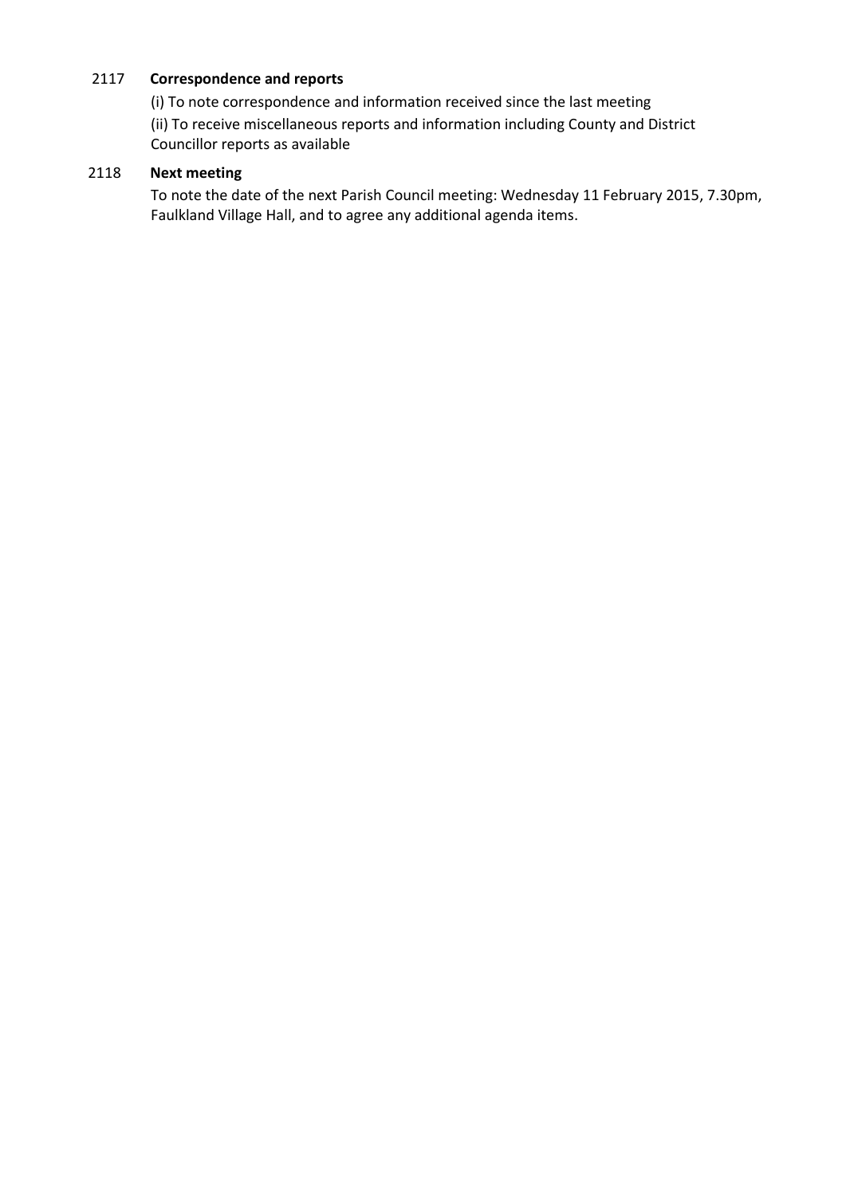2117 **Correspondence and reports**

(i) To note correspondence and information received since the last meeting

(ii) To receive miscellaneous reports and information including County and District Councillor reports as available

2118 **Next meeting**

To note the date of the next Parish Council meeting: Wednesday 11 February 2015, 7.30pm, Faulkland Village Hall, and to agree any additional agenda items.